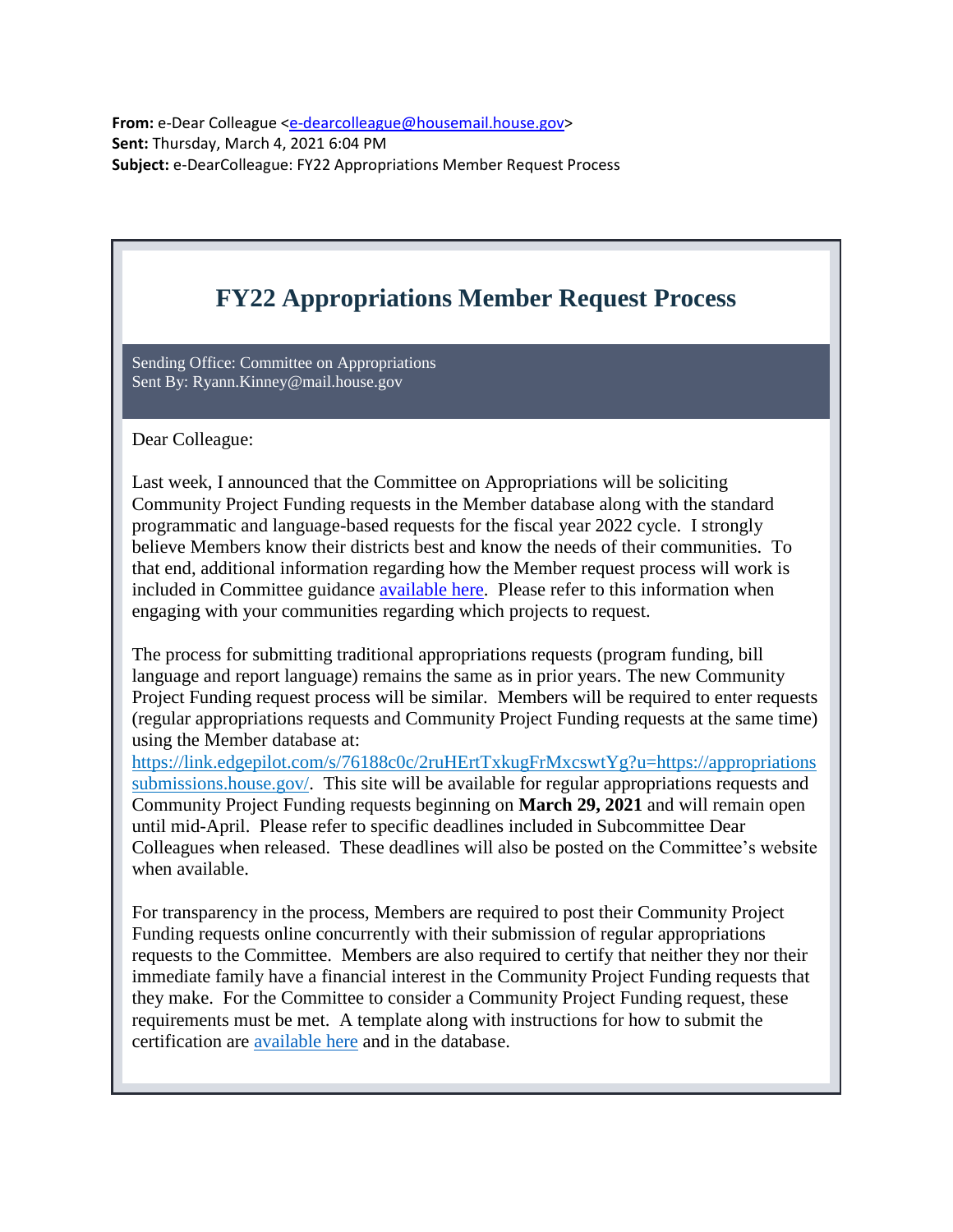**From:** e-Dear Colleague <e-dearcolleague@housemail.house.gov>
**Sent:** Thursday, March 4, 2021 6:04 PM
**Subject:** e-DearColleague: FY22 Appropriations Member Request Process

# FY22 Appropriations Member Request Process

Sending Office: Committee on Appropriations
Sent By: Ryann.Kinney@mail.house.gov

Dear Colleague:

Last week, I announced that the Committee on Appropriations will be soliciting Community Project Funding requests in the Member database along with the standard programmatic and language-based requests for the fiscal year 2022 cycle. I strongly believe Members know their districts best and know the needs of their communities. To that end, additional information regarding how the Member request process will work is included in Committee guidance available here. Please refer to this information when engaging with your communities regarding which projects to request.

The process for submitting traditional appropriations requests (program funding, bill language and report language) remains the same as in prior years. The new Community Project Funding request process will be similar. Members will be required to enter requests (regular appropriations requests and Community Project Funding requests at the same time) using the Member database at: https://link.edgepilot.com/s/76188c0c/2ruHErtTxkugFrMxcswtYg?u=https://appropriationssubmissions.house.gov/. This site will be available for regular appropriations requests and Community Project Funding requests beginning on **March 29, 2021** and will remain open until mid-April. Please refer to specific deadlines included in Subcommittee Dear Colleagues when released. These deadlines will also be posted on the Committee's website when available.

For transparency in the process, Members are required to post their Community Project Funding requests online concurrently with their submission of regular appropriations requests to the Committee. Members are also required to certify that neither they nor their immediate family have a financial interest in the Community Project Funding requests that they make. For the Committee to consider a Community Project Funding request, these requirements must be met. A template along with instructions for how to submit the certification are available here and in the database.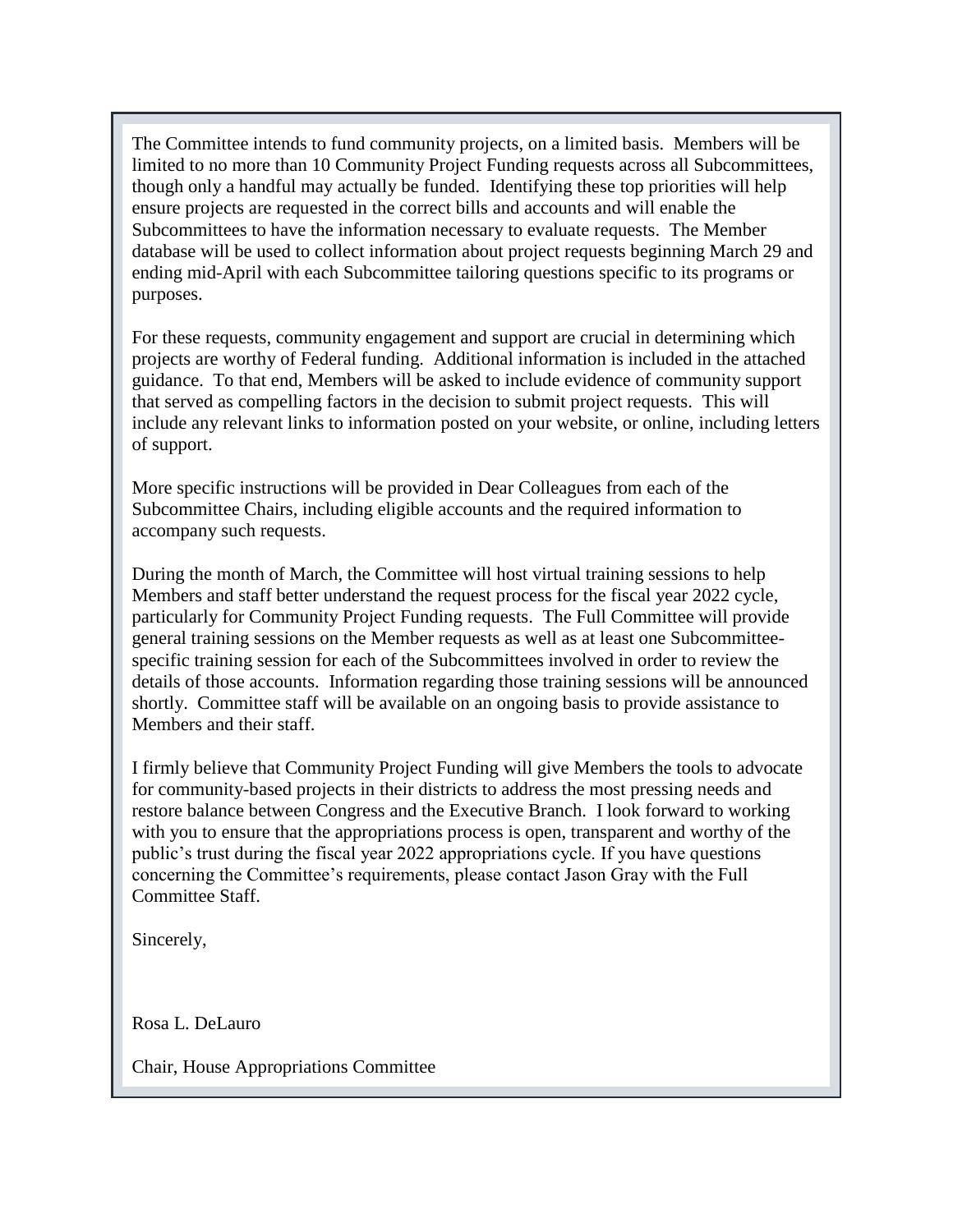The Committee intends to fund community projects, on a limited basis. Members will be limited to no more than 10 Community Project Funding requests across all Subcommittees, though only a handful may actually be funded. Identifying these top priorities will help ensure projects are requested in the correct bills and accounts and will enable the Subcommittees to have the information necessary to evaluate requests. The Member database will be used to collect information about project requests beginning March 29 and ending mid-April with each Subcommittee tailoring questions specific to its programs or purposes.

For these requests, community engagement and support are crucial in determining which projects are worthy of Federal funding. Additional information is included in the attached guidance. To that end, Members will be asked to include evidence of community support that served as compelling factors in the decision to submit project requests. This will include any relevant links to information posted on your website, or online, including letters of support.

More specific instructions will be provided in Dear Colleagues from each of the Subcommittee Chairs, including eligible accounts and the required information to accompany such requests.

During the month of March, the Committee will host virtual training sessions to help Members and staff better understand the request process for the fiscal year 2022 cycle, particularly for Community Project Funding requests. The Full Committee will provide general training sessions on the Member requests as well as at least one Subcommittee-specific training session for each of the Subcommittees involved in order to review the details of those accounts. Information regarding those training sessions will be announced shortly. Committee staff will be available on an ongoing basis to provide assistance to Members and their staff.

I firmly believe that Community Project Funding will give Members the tools to advocate for community-based projects in their districts to address the most pressing needs and restore balance between Congress and the Executive Branch. I look forward to working with you to ensure that the appropriations process is open, transparent and worthy of the public's trust during the fiscal year 2022 appropriations cycle. If you have questions concerning the Committee's requirements, please contact Jason Gray with the Full Committee Staff.

Sincerely,

Rosa L. DeLauro

Chair, House Appropriations Committee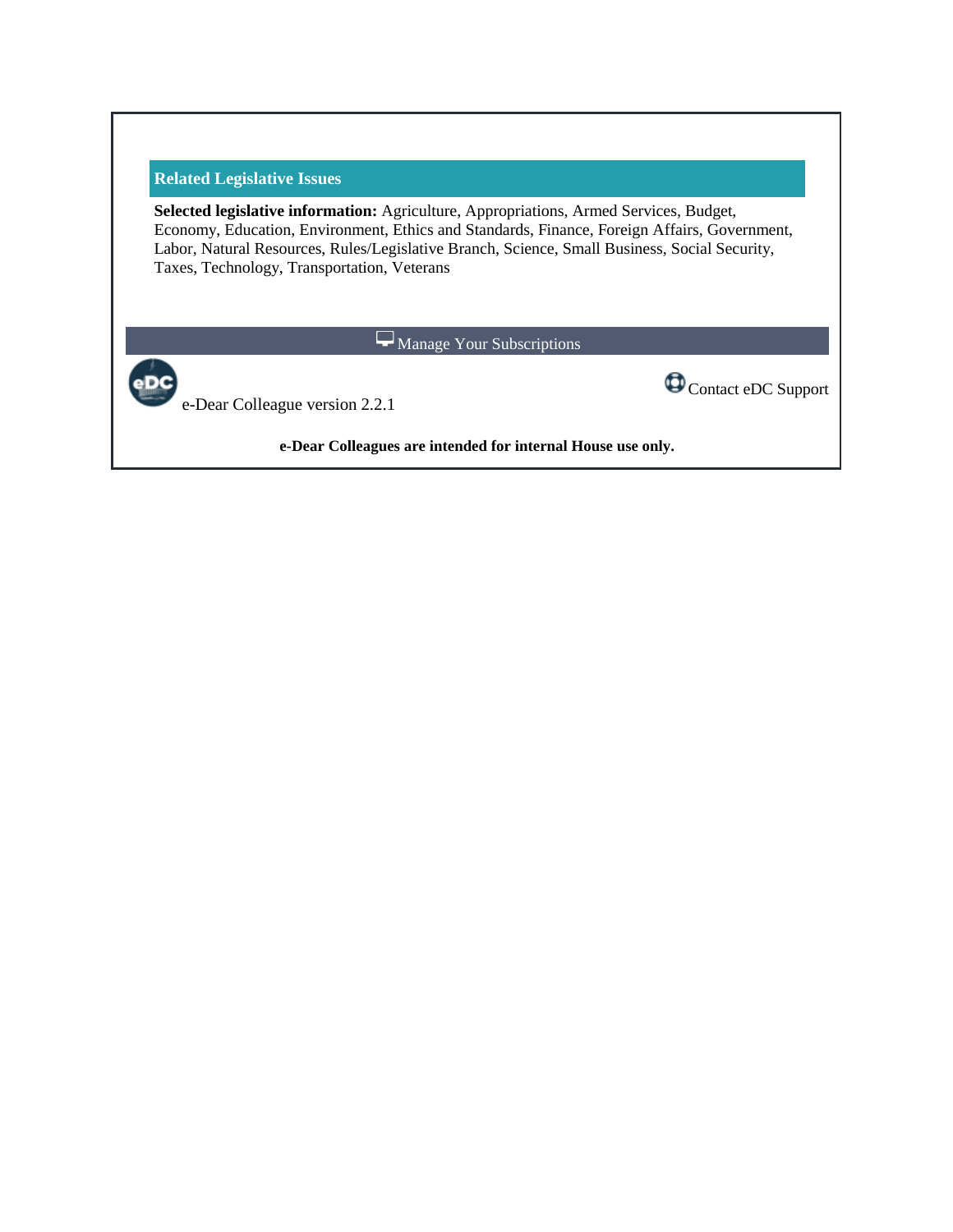## Related Legislative Issues

**Selected legislative information:** Agriculture, Appropriations, Armed Services, Budget, Economy, Education, Environment, Ethics and Standards, Finance, Foreign Affairs, Government, Labor, Natural Resources, Rules/Legislative Branch, Science, Small Business, Social Security, Taxes, Technology, Transportation, Veterans

Manage Your Subscriptions

e-Dear Colleague version 2.2.1

Contact eDC Support

**e-Dear Colleagues are intended for internal House use only.**